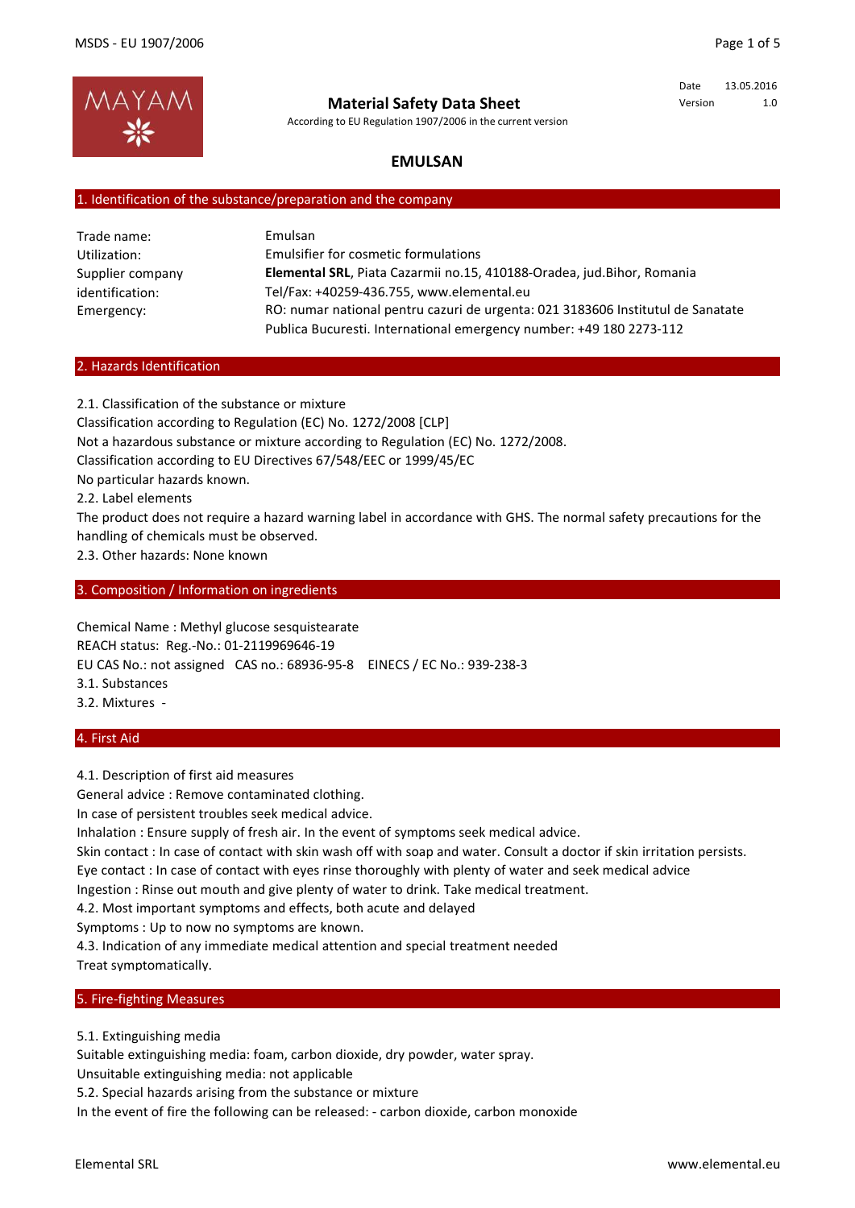# Material Safety Data Sheet

According to EU Regulation 1907/2006 in the current version

| Date | 13.05.2016 |
|---|---|
| Version | 1.0 |

## EMULSAN

### 1. Identification of the substance/preparation and the company

| | |
|---|---|
| Trade name: | Emulsan |
| Utilization: | Emulsifier for cosmetic formulations |
| Supplier company identification: | **Elemental SRL**, Piata Cazarmii no.15, 410188-Oradea, jud.Bihor, Romania<br>Tel/Fax: +40259-436.755, www.elemental.eu |
| Emergency: | RO: numar national pentru cazuri de urgenta: 021 3183606 Institutul de Sanatate Publica Bucuresti. International emergency number: +49 180 2273-112 |

### 2. Hazards Identification

2.1. Classification of the substance or mixture

Classification according to Regulation (EC) No. 1272/2008 [CLP]

Not a hazardous substance or mixture according to Regulation (EC) No. 1272/2008.

Classification according to EU Directives 67/548/EEC or 1999/45/EC

No particular hazards known.

2.2. Label elements

The product does not require a hazard warning label in accordance with GHS. The normal safety precautions for the handling of chemicals must be observed.

2.3. Other hazards: None known

### 3. Composition / Information on ingredients

Chemical Name : Methyl glucose sesquistearate

REACH status: Reg.-No.: 01-2119969646-19

EU CAS No.: not assigned CAS no.: 68936-95-8 EINECS / EC No.: 939-238-3

3.1. Substances

3.2. Mixtures -

### 4. First Aid

4.1. Description of first aid measures

General advice : Remove contaminated clothing.

In case of persistent troubles seek medical advice.

Inhalation : Ensure supply of fresh air. In the event of symptoms seek medical advice.

Skin contact : In case of contact with skin wash off with soap and water. Consult a doctor if skin irritation persists.

Eye contact : In case of contact with eyes rinse thoroughly with plenty of water and seek medical advice

Ingestion : Rinse out mouth and give plenty of water to drink. Take medical treatment.

4.2. Most important symptoms and effects, both acute and delayed

Symptoms : Up to now no symptoms are known.

4.3. Indication of any immediate medical attention and special treatment needed

Treat symptomatically.

### 5. Fire-fighting Measures

5.1. Extinguishing media

Suitable extinguishing media: foam, carbon dioxide, dry powder, water spray.

Unsuitable extinguishing media: not applicable

5.2. Special hazards arising from the substance or mixture

In the event of fire the following can be released: - carbon dioxide, carbon monoxide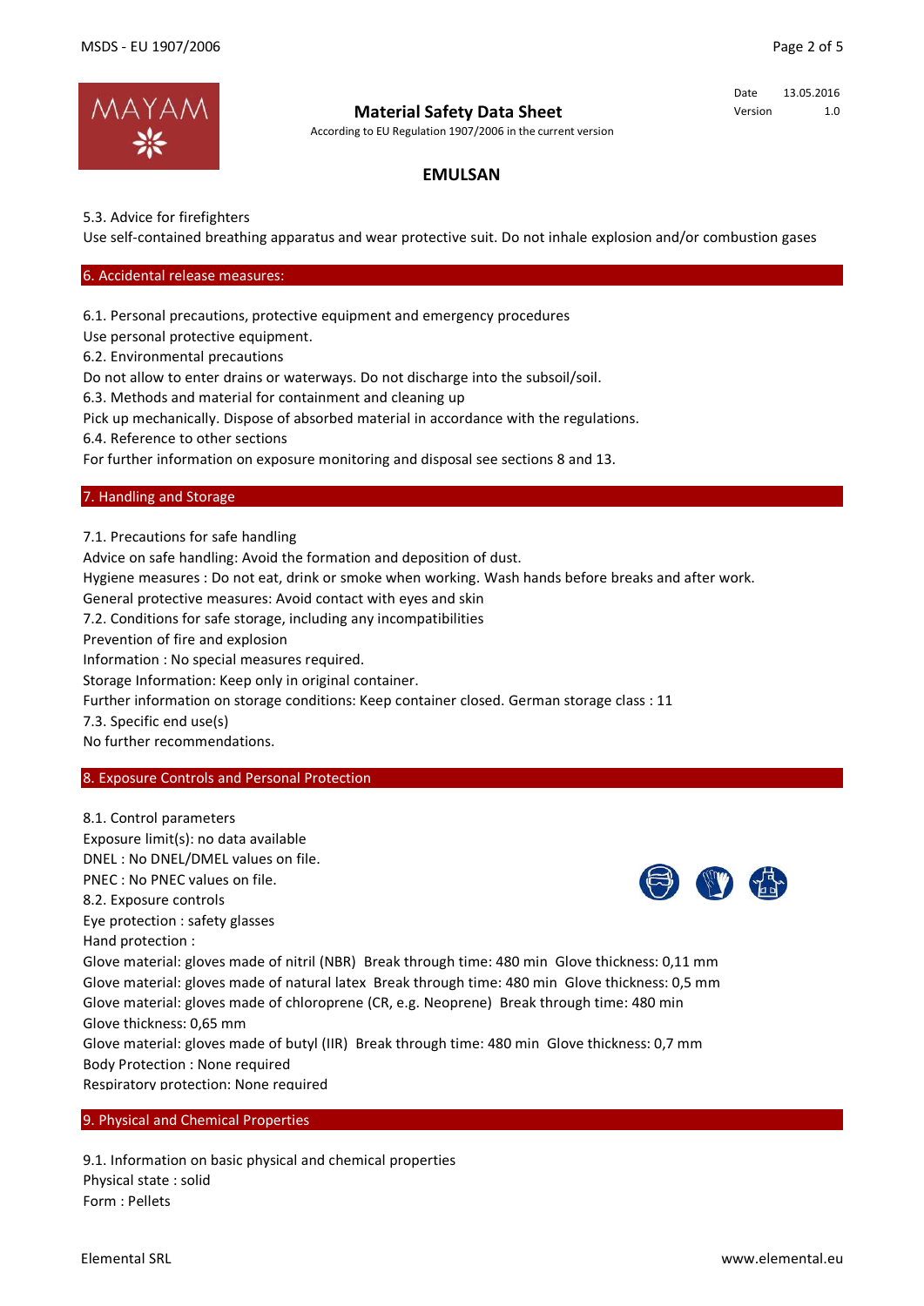5.3. Advice for firefighters

Use self-contained breathing apparatus and wear protective suit. Do not inhale explosion and/or combustion gases

## 6. Accidental release measures:

6.1. Personal precautions, protective equipment and emergency procedures

Use personal protective equipment.

6.2. Environmental precautions

Do not allow to enter drains or waterways. Do not discharge into the subsoil/soil.

6.3. Methods and material for containment and cleaning up

Pick up mechanically. Dispose of absorbed material in accordance with the regulations.

6.4. Reference to other sections

For further information on exposure monitoring and disposal see sections 8 and 13.

## 7. Handling and Storage

7.1. Precautions for safe handling

Advice on safe handling: Avoid the formation and deposition of dust.

Hygiene measures : Do not eat, drink or smoke when working. Wash hands before breaks and after work.

General protective measures: Avoid contact with eyes and skin

7.2. Conditions for safe storage, including any incompatibilities

Prevention of fire and explosion

Information : No special measures required.

Storage Information: Keep only in original container.

Further information on storage conditions: Keep container closed. German storage class : 11

7.3. Specific end use(s)

No further recommendations.

## 8. Exposure Controls and Personal Protection

8.1. Control parameters

Exposure limit(s): no data available

DNEL : No DNEL/DMEL values on file.

PNEC : No PNEC values on file.

8.2. Exposure controls

Eye protection : safety glasses

Hand protection :

Glove material: gloves made of nitril (NBR) Break through time: 480 min Glove thickness: 0,11 mm

Glove material: gloves made of natural latex Break through time: 480 min Glove thickness: 0,5 mm

Glove material: gloves made of chloroprene (CR, e.g. Neoprene) Break through time: 480 min
Glove thickness: 0,65 mm

Glove material: gloves made of butyl (IIR) Break through time: 480 min Glove thickness: 0,7 mm

Body Protection : None required

Respiratory protection: None required

## 9. Physical and Chemical Properties

9.1. Information on basic physical and chemical properties

Physical state : solid

Form : Pellets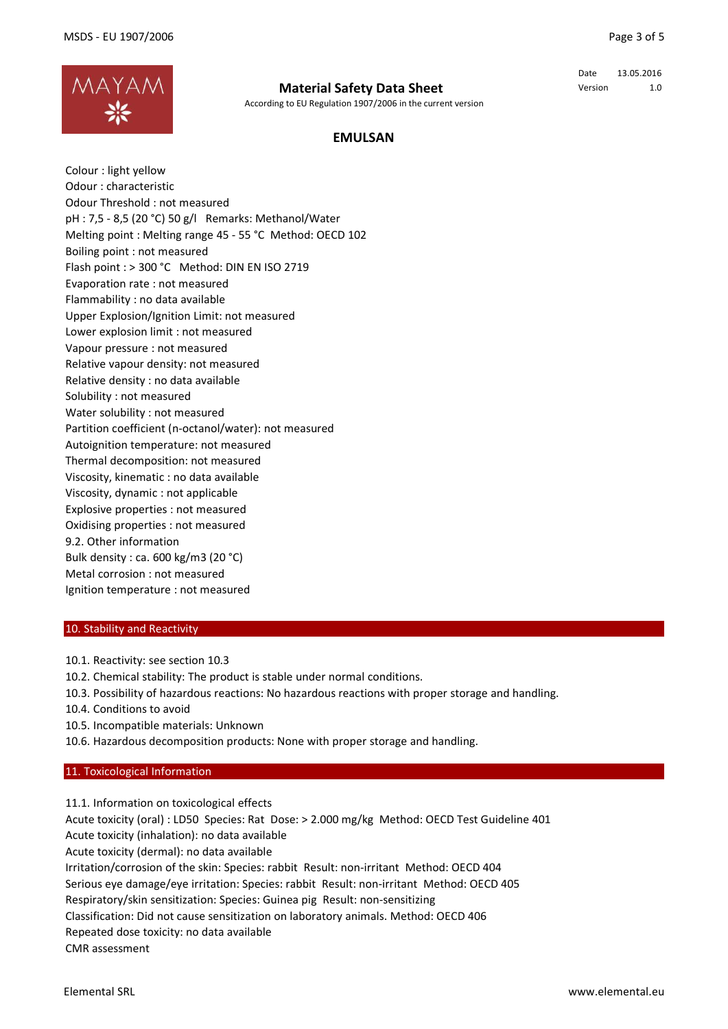Colour : light yellow
Odour : characteristic
Odour Threshold : not measured
pH : 7,5 - 8,5 (20 °C) 50 g/l  Remarks: Methanol/Water
Melting point : Melting range 45 - 55 °C  Method: OECD 102
Boiling point : not measured
Flash point : > 300 °C  Method: DIN EN ISO 2719
Evaporation rate : not measured
Flammability : no data available
Upper Explosion/Ignition Limit: not measured
Lower explosion limit : not measured
Vapour pressure : not measured
Relative vapour density: not measured
Relative density : no data available
Solubility : not measured
Water solubility : not measured
Partition coefficient (n-octanol/water): not measured
Autoignition temperature: not measured
Thermal decomposition: not measured
Viscosity, kinematic : no data available
Viscosity, dynamic : not applicable
Explosive properties : not measured
Oxidising properties : not measured
9.2. Other information
Bulk density : ca. 600 kg/m3 (20 °C)
Metal corrosion : not measured
Ignition temperature : not measured

## 10. Stability and Reactivity

10.1. Reactivity: see section 10.3
10.2. Chemical stability: The product is stable under normal conditions.
10.3. Possibility of hazardous reactions: No hazardous reactions with proper storage and handling.
10.4. Conditions to avoid
10.5. Incompatible materials: Unknown
10.6. Hazardous decomposition products: None with proper storage and handling.

## 11. Toxicological Information

11.1. Information on toxicological effects
Acute toxicity (oral) : LD50  Species: Rat  Dose: > 2.000 mg/kg  Method: OECD Test Guideline 401
Acute toxicity (inhalation): no data available
Acute toxicity (dermal): no data available
Irritation/corrosion of the skin: Species: rabbit  Result: non-irritant  Method: OECD 404
Serious eye damage/eye irritation: Species: rabbit  Result: non-irritant  Method: OECD 405
Respiratory/skin sensitization: Species: Guinea pig  Result: non-sensitizing
Classification: Did not cause sensitization on laboratory animals. Method: OECD 406
Repeated dose toxicity: no data available
CMR assessment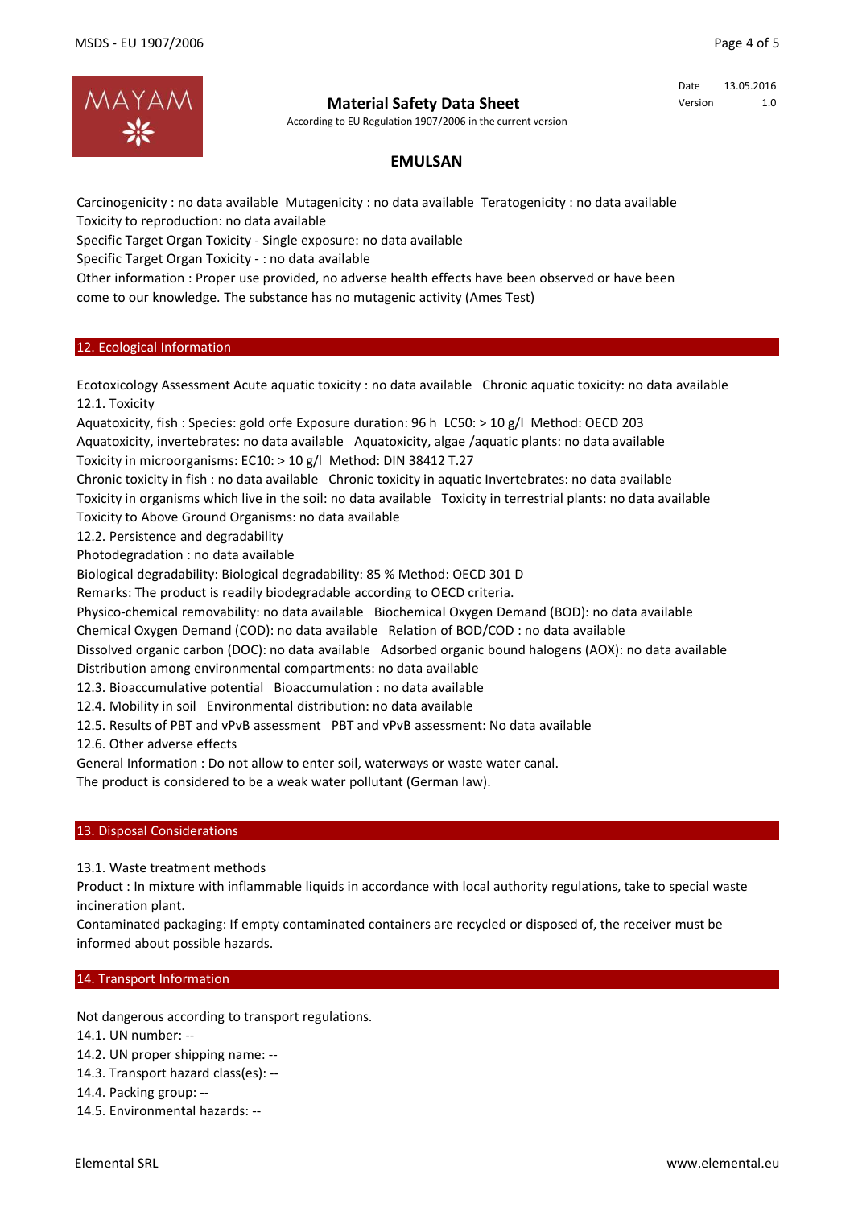Carcinogenicity : no data available  Mutagenicity : no data available  Teratogenicity : no data available
Toxicity to reproduction: no data available
Specific Target Organ Toxicity - Single exposure: no data available
Specific Target Organ Toxicity - : no data available
Other information : Proper use provided, no adverse health effects have been observed or have been come to our knowledge. The substance has no mutagenic activity (Ames Test)

## 12. Ecological Information

Ecotoxicology Assessment Acute aquatic toxicity : no data available   Chronic aquatic toxicity: no data available
12.1. Toxicity
Aquatoxicity, fish : Species: gold orfe Exposure duration: 96 h  LC50: > 10 g/l  Method: OECD 203
Aquatoxicity, invertebrates: no data available   Aquatoxicity, algae /aquatic plants: no data available
Toxicity in microorganisms: EC10: > 10 g/l  Method: DIN 38412 T.27
Chronic toxicity in fish : no data available   Chronic toxicity in aquatic Invertebrates: no data available
Toxicity in organisms which live in the soil: no data available   Toxicity in terrestrial plants: no data available
Toxicity to Above Ground Organisms: no data available
12.2. Persistence and degradability
Photodegradation : no data available
Biological degradability: Biological degradability: 85 % Method: OECD 301 D
Remarks: The product is readily biodegradable according to OECD criteria.
Physico-chemical removability: no data available   Biochemical Oxygen Demand (BOD): no data available
Chemical Oxygen Demand (COD): no data available   Relation of BOD/COD : no data available
Dissolved organic carbon (DOC): no data available   Adsorbed organic bound halogens (AOX): no data available
Distribution among environmental compartments: no data available
12.3. Bioaccumulative potential   Bioaccumulation : no data available
12.4. Mobility in soil   Environmental distribution: no data available
12.5. Results of PBT and vPvB assessment   PBT and vPvB assessment: No data available
12.6. Other adverse effects
General Information : Do not allow to enter soil, waterways or waste water canal.
The product is considered to be a weak water pollutant (German law).

## 13. Disposal Considerations

13.1. Waste treatment methods
Product : In mixture with inflammable liquids in accordance with local authority regulations, take to special waste incineration plant.
Contaminated packaging: If empty contaminated containers are recycled or disposed of, the receiver must be informed about possible hazards.

## 14. Transport Information

Not dangerous according to transport regulations.
14.1. UN number: --
14.2. UN proper shipping name: --
14.3. Transport hazard class(es): --
14.4. Packing group: --
14.5. Environmental hazards: --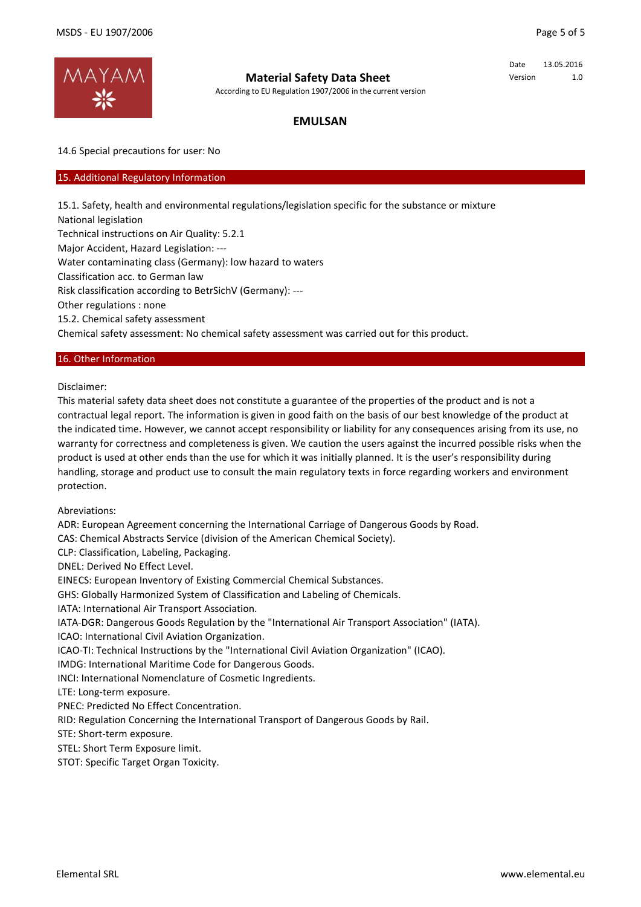14.6 Special precautions for user: No

## 15. Additional Regulatory Information

15.1. Safety, health and environmental regulations/legislation specific for the substance or mixture

National legislation

Technical instructions on Air Quality: 5.2.1

Major Accident, Hazard Legislation: ---

Water contaminating class (Germany): low hazard to waters

Classification acc. to German law

Risk classification according to BetrSichV (Germany): ---

Other regulations : none

15.2. Chemical safety assessment

Chemical safety assessment: No chemical safety assessment was carried out for this product.

## 16. Other Information

Disclaimer:

This material safety data sheet does not constitute a guarantee of the properties of the product and is not a contractual legal report. The information is given in good faith on the basis of our best knowledge of the product at the indicated time. However, we cannot accept responsibility or liability for any consequences arising from its use, no warranty for correctness and completeness is given. We caution the users against the incurred possible risks when the product is used at other ends than the use for which it was initially planned. It is the user's responsibility during handling, storage and product use to consult the main regulatory texts in force regarding workers and environment protection.

Abreviations:

ADR: European Agreement concerning the International Carriage of Dangerous Goods by Road.

CAS: Chemical Abstracts Service (division of the American Chemical Society).

CLP: Classification, Labeling, Packaging.

DNEL: Derived No Effect Level.

EINECS: European Inventory of Existing Commercial Chemical Substances.

GHS: Globally Harmonized System of Classification and Labeling of Chemicals.

IATA: International Air Transport Association.

IATA-DGR: Dangerous Goods Regulation by the "International Air Transport Association" (IATA).

ICAO: International Civil Aviation Organization.

ICAO-TI: Technical Instructions by the "International Civil Aviation Organization" (ICAO).

IMDG: International Maritime Code for Dangerous Goods.

INCI: International Nomenclature of Cosmetic Ingredients.

LTE: Long-term exposure.

PNEC: Predicted No Effect Concentration.

RID: Regulation Concerning the International Transport of Dangerous Goods by Rail.

STE: Short-term exposure.

STEL: Short Term Exposure limit.

STOT: Specific Target Organ Toxicity.